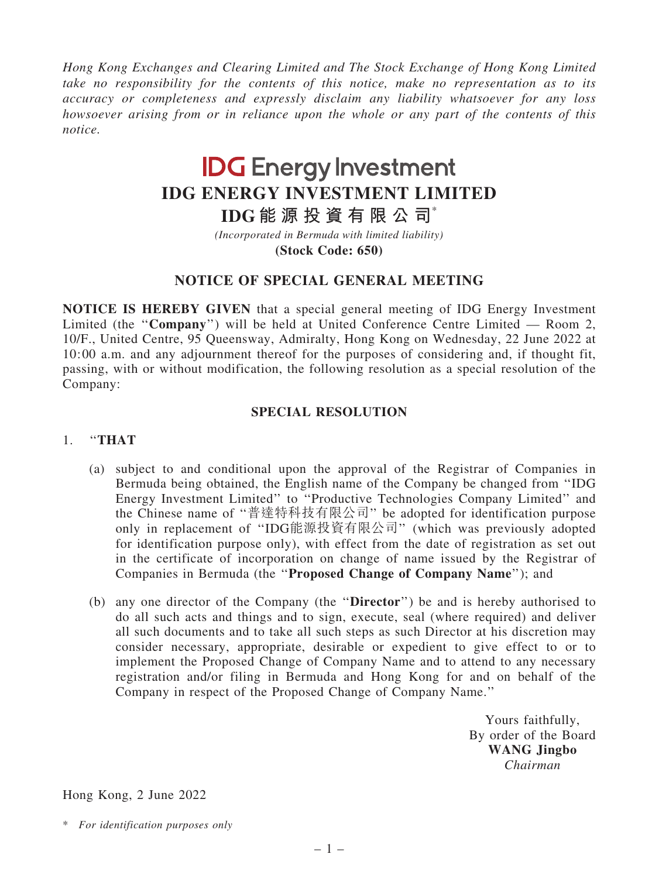*Hong Kong Exchanges and Clearing Limited and The Stock Exchange of Hong Kong Limited take no responsibility for the contents of this notice, make no representation as to its accuracy or completeness and expressly disclaim any liability whatsoever for any loss howsoever arising from or in reliance upon the whole or any part of the contents of this notice.*

# IDG Energy Investment

# IDG ENERGY INVESTMENT LIMITED

# IDG能源投資有限公司*

*(Incorporated in Bermuda with limited liability)*

**(Stock Code: 650)**

## NOTICE OF SPECIAL GENERAL MEETING

**NOTICE IS HEREBY GIVEN** that a special general meeting of IDG Energy Investment Limited (the "**Company**") will be held at United Conference Centre Limited — Room 2, 10/F., United Centre, 95 Queensway, Admiralty, Hong Kong on Wednesday, 22 June 2022 at 10:00 a.m. and any adjournment thereof for the purposes of considering and, if thought fit, passing, with or without modification, the following resolution as a special resolution of the Company:

### SPECIAL RESOLUTION

1. "**THAT**

   (a) subject to and conditional upon the approval of the Registrar of Companies in Bermuda being obtained, the English name of the Company be changed from "IDG Energy Investment Limited" to "Productive Technologies Company Limited" and the Chinese name of "普達特科技有限公司" be adopted for identification purpose only in replacement of "IDG能源投資有限公司" (which was previously adopted for identification purpose only), with effect from the date of registration as set out in the certificate of incorporation on change of name issued by the Registrar of Companies in Bermuda (the "**Proposed Change of Company Name**"); and

   (b) any one director of the Company (the "**Director**") be and is hereby authorised to do all such acts and things and to sign, execute, seal (where required) and deliver all such documents and to take all such steps as such Director at his discretion may consider necessary, appropriate, desirable or expedient to give effect to or to implement the Proposed Change of Company Name and to attend to any necessary registration and/or filing in Bermuda and Hong Kong for and on behalf of the Company in respect of the Proposed Change of Company Name."

Yours faithfully,
By order of the Board
**WANG Jingbo**
*Chairman*

Hong Kong, 2 June 2022

\* *For identification purposes only*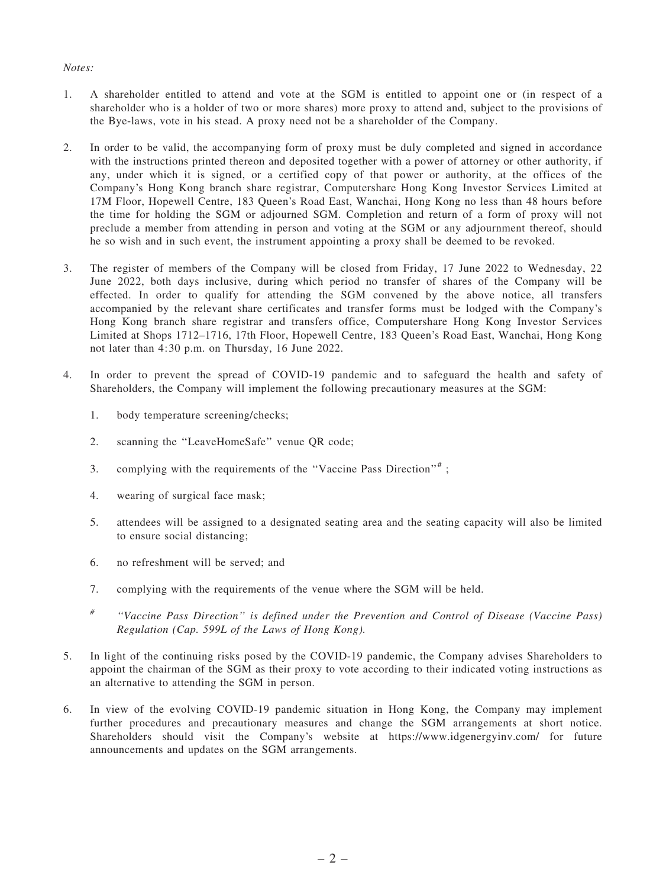*Notes:*

1. A shareholder entitled to attend and vote at the SGM is entitled to appoint one or (in respect of a shareholder who is a holder of two or more shares) more proxy to attend and, subject to the provisions of the Bye-laws, vote in his stead. A proxy need not be a shareholder of the Company.

2. In order to be valid, the accompanying form of proxy must be duly completed and signed in accordance with the instructions printed thereon and deposited together with a power of attorney or other authority, if any, under which it is signed, or a certified copy of that power or authority, at the offices of the Company's Hong Kong branch share registrar, Computershare Hong Kong Investor Services Limited at 17M Floor, Hopewell Centre, 183 Queen's Road East, Wanchai, Hong Kong no less than 48 hours before the time for holding the SGM or adjourned SGM. Completion and return of a form of proxy will not preclude a member from attending in person and voting at the SGM or any adjournment thereof, should he so wish and in such event, the instrument appointing a proxy shall be deemed to be revoked.

3. The register of members of the Company will be closed from Friday, 17 June 2022 to Wednesday, 22 June 2022, both days inclusive, during which period no transfer of shares of the Company will be effected. In order to qualify for attending the SGM convened by the above notice, all transfers accompanied by the relevant share certificates and transfer forms must be lodged with the Company's Hong Kong branch share registrar and transfers office, Computershare Hong Kong Investor Services Limited at Shops 1712–1716, 17th Floor, Hopewell Centre, 183 Queen's Road East, Wanchai, Hong Kong not later than 4:30 p.m. on Thursday, 16 June 2022.

4. In order to prevent the spread of COVID-19 pandemic and to safeguard the health and safety of Shareholders, the Company will implement the following precautionary measures at the SGM:

   1. body temperature screening/checks;

   2. scanning the "LeaveHomeSafe" venue QR code;

   3. complying with the requirements of the "Vaccine Pass Direction"#;

   4. wearing of surgical face mask;

   5. attendees will be assigned to a designated seating area and the seating capacity will also be limited to ensure social distancing;

   6. no refreshment will be served; and

   7. complying with the requirements of the venue where the SGM will be held.

   # *"Vaccine Pass Direction" is defined under the Prevention and Control of Disease (Vaccine Pass) Regulation (Cap. 599L of the Laws of Hong Kong).*

5. In light of the continuing risks posed by the COVID-19 pandemic, the Company advises Shareholders to appoint the chairman of the SGM as their proxy to vote according to their indicated voting instructions as an alternative to attending the SGM in person.

6. In view of the evolving COVID-19 pandemic situation in Hong Kong, the Company may implement further procedures and precautionary measures and change the SGM arrangements at short notice. Shareholders should visit the Company's website at https://www.idgenergyinv.com/ for future announcements and updates on the SGM arrangements.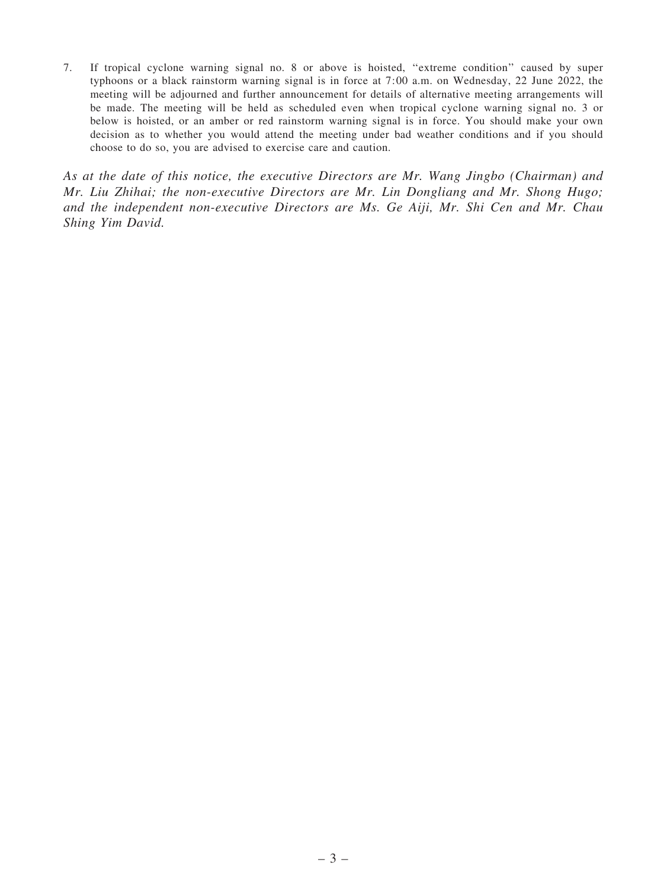7. If tropical cyclone warning signal no. 8 or above is hoisted, "extreme condition" caused by super typhoons or a black rainstorm warning signal is in force at 7:00 a.m. on Wednesday, 22 June 2022, the meeting will be adjourned and further announcement for details of alternative meeting arrangements will be made. The meeting will be held as scheduled even when tropical cyclone warning signal no. 3 or below is hoisted, or an amber or red rainstorm warning signal is in force. You should make your own decision as to whether you would attend the meeting under bad weather conditions and if you should choose to do so, you are advised to exercise care and caution.

*As at the date of this notice, the executive Directors are Mr. Wang Jingbo (Chairman) and Mr. Liu Zhihai; the non-executive Directors are Mr. Lin Dongliang and Mr. Shong Hugo; and the independent non-executive Directors are Ms. Ge Aiji, Mr. Shi Cen and Mr. Chau Shing Yim David.*